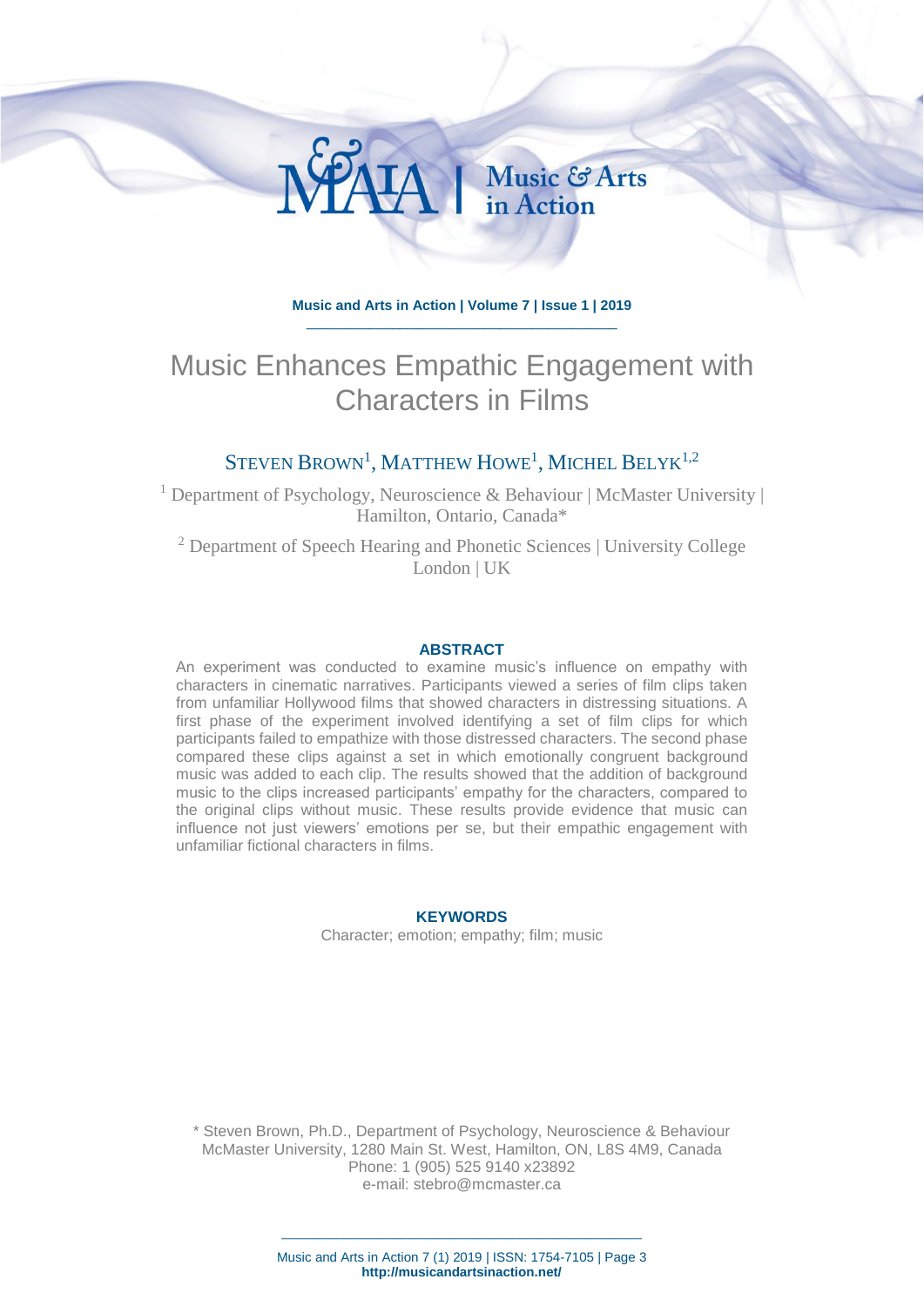# Music Enhances Empathic Engagement with Characters in Films

STEVEN BROWN[1], MATTHEW HOWE[1], MICHEL BELYK[1,2]

[1] Department of Psychology, Neuroscience & Behaviour | McMaster University | Hamilton, Ontario, Canada*

[2] Department of Speech Hearing and Phonetic Sciences | University College London | UK

## ABSTRACT

An experiment was conducted to examine music's influence on empathy with characters in cinematic narratives. Participants viewed a series of film clips taken from unfamiliar Hollywood films that showed characters in distressing situations. A first phase of the experiment involved identifying a set of film clips for which participants failed to empathize with those distressed characters. The second phase compared these clips against a set in which emotionally congruent background music was added to each clip. The results showed that the addition of background music to the clips increased participants' empathy for the characters, compared to the original clips without music. These results provide evidence that music can influence not just viewers' emotions per se, but their empathic engagement with unfamiliar fictional characters in films.

## KEYWORDS

Character; emotion; empathy; film; music

\* Steven Brown, Ph.D., Department of Psychology, Neuroscience & Behaviour
McMaster University, 1280 Main St. West, Hamilton, ON, L8S 4M9, Canada
Phone: 1 (905) 525 9140 x23892
e-mail: stebro@mcmaster.ca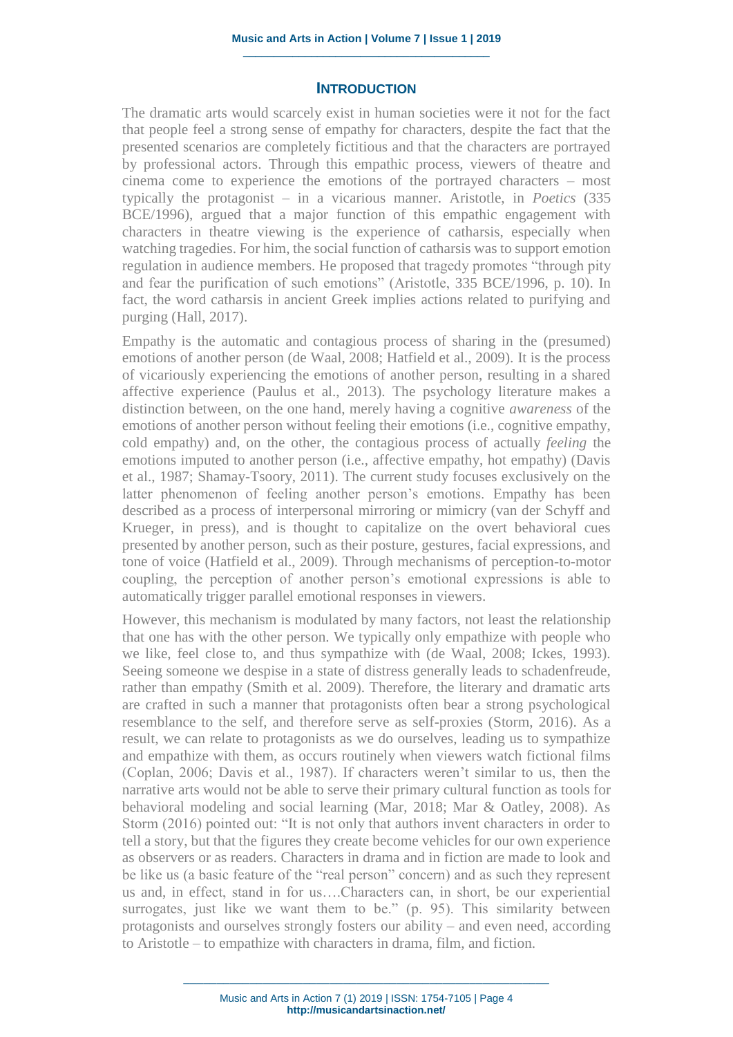## INTRODUCTION

The dramatic arts would scarcely exist in human societies were it not for the fact that people feel a strong sense of empathy for characters, despite the fact that the presented scenarios are completely fictitious and that the characters are portrayed by professional actors. Through this empathic process, viewers of theatre and cinema come to experience the emotions of the portrayed characters – most typically the protagonist – in a vicarious manner. Aristotle, in *Poetics* (335 BCE/1996), argued that a major function of this empathic engagement with characters in theatre viewing is the experience of catharsis, especially when watching tragedies. For him, the social function of catharsis was to support emotion regulation in audience members. He proposed that tragedy promotes "through pity and fear the purification of such emotions" (Aristotle, 335 BCE/1996, p. 10). In fact, the word catharsis in ancient Greek implies actions related to purifying and purging (Hall, 2017).

Empathy is the automatic and contagious process of sharing in the (presumed) emotions of another person (de Waal, 2008; Hatfield et al., 2009). It is the process of vicariously experiencing the emotions of another person, resulting in a shared affective experience (Paulus et al., 2013). The psychology literature makes a distinction between, on the one hand, merely having a cognitive *awareness* of the emotions of another person without feeling their emotions (i.e., cognitive empathy, cold empathy) and, on the other, the contagious process of actually *feeling* the emotions imputed to another person (i.e., affective empathy, hot empathy) (Davis et al., 1987; Shamay-Tsoory, 2011). The current study focuses exclusively on the latter phenomenon of feeling another person's emotions. Empathy has been described as a process of interpersonal mirroring or mimicry (van der Schyff and Krueger, in press), and is thought to capitalize on the overt behavioral cues presented by another person, such as their posture, gestures, facial expressions, and tone of voice (Hatfield et al., 2009). Through mechanisms of perception-to-motor coupling, the perception of another person's emotional expressions is able to automatically trigger parallel emotional responses in viewers.

However, this mechanism is modulated by many factors, not least the relationship that one has with the other person. We typically only empathize with people who we like, feel close to, and thus sympathize with (de Waal, 2008; Ickes, 1993). Seeing someone we despise in a state of distress generally leads to schadenfreude, rather than empathy (Smith et al. 2009). Therefore, the literary and dramatic arts are crafted in such a manner that protagonists often bear a strong psychological resemblance to the self, and therefore serve as self-proxies (Storm, 2016). As a result, we can relate to protagonists as we do ourselves, leading us to sympathize and empathize with them, as occurs routinely when viewers watch fictional films (Coplan, 2006; Davis et al., 1987). If characters weren't similar to us, then the narrative arts would not be able to serve their primary cultural function as tools for behavioral modeling and social learning (Mar, 2018; Mar & Oatley, 2008). As Storm (2016) pointed out: "It is not only that authors invent characters in order to tell a story, but that the figures they create become vehicles for our own experience as observers or as readers. Characters in drama and in fiction are made to look and be like us (a basic feature of the "real person" concern) and as such they represent us and, in effect, stand in for us….Characters can, in short, be our experiential surrogates, just like we want them to be." (p. 95). This similarity between protagonists and ourselves strongly fosters our ability – and even need, according to Aristotle – to empathize with characters in drama, film, and fiction.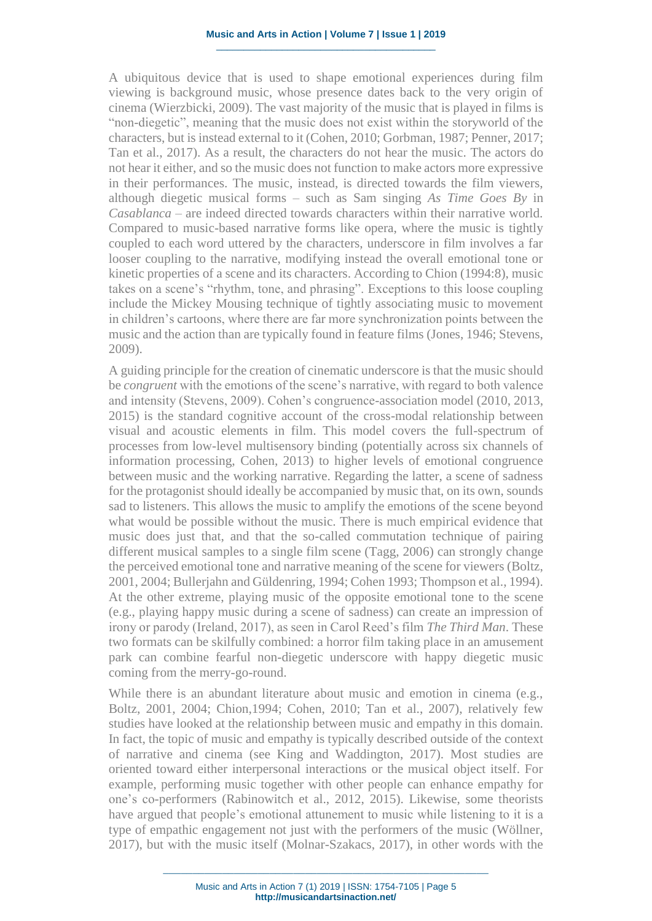A ubiquitous device that is used to shape emotional experiences during film viewing is background music, whose presence dates back to the very origin of cinema (Wierzbicki, 2009). The vast majority of the music that is played in films is "non-diegetic", meaning that the music does not exist within the storyworld of the characters, but is instead external to it (Cohen, 2010; Gorbman, 1987; Penner, 2017; Tan et al., 2017). As a result, the characters do not hear the music. The actors do not hear it either, and so the music does not function to make actors more expressive in their performances. The music, instead, is directed towards the film viewers, although diegetic musical forms – such as Sam singing *As Time Goes By* in *Casablanca* – are indeed directed towards characters within their narrative world. Compared to music-based narrative forms like opera, where the music is tightly coupled to each word uttered by the characters, underscore in film involves a far looser coupling to the narrative, modifying instead the overall emotional tone or kinetic properties of a scene and its characters. According to Chion (1994:8), music takes on a scene's "rhythm, tone, and phrasing". Exceptions to this loose coupling include the Mickey Mousing technique of tightly associating music to movement in children's cartoons, where there are far more synchronization points between the music and the action than are typically found in feature films (Jones, 1946; Stevens, 2009).

A guiding principle for the creation of cinematic underscore is that the music should be *congruent* with the emotions of the scene's narrative, with regard to both valence and intensity (Stevens, 2009). Cohen's congruence-association model (2010, 2013, 2015) is the standard cognitive account of the cross-modal relationship between visual and acoustic elements in film. This model covers the full-spectrum of processes from low-level multisensory binding (potentially across six channels of information processing, Cohen, 2013) to higher levels of emotional congruence between music and the working narrative. Regarding the latter, a scene of sadness for the protagonist should ideally be accompanied by music that, on its own, sounds sad to listeners. This allows the music to amplify the emotions of the scene beyond what would be possible without the music. There is much empirical evidence that music does just that, and that the so-called commutation technique of pairing different musical samples to a single film scene (Tagg, 2006) can strongly change the perceived emotional tone and narrative meaning of the scene for viewers (Boltz, 2001, 2004; Bullerjahn and Güldenring, 1994; Cohen 1993; Thompson et al., 1994). At the other extreme, playing music of the opposite emotional tone to the scene (e.g., playing happy music during a scene of sadness) can create an impression of irony or parody (Ireland, 2017), as seen in Carol Reed's film *The Third Man*. These two formats can be skilfully combined: a horror film taking place in an amusement park can combine fearful non-diegetic underscore with happy diegetic music coming from the merry-go-round.

While there is an abundant literature about music and emotion in cinema (e.g., Boltz, 2001, 2004; Chion,1994; Cohen, 2010; Tan et al., 2007), relatively few studies have looked at the relationship between music and empathy in this domain. In fact, the topic of music and empathy is typically described outside of the context of narrative and cinema (see King and Waddington, 2017). Most studies are oriented toward either interpersonal interactions or the musical object itself. For example, performing music together with other people can enhance empathy for one's co-performers (Rabinowitch et al., 2012, 2015). Likewise, some theorists have argued that people's emotional attunement to music while listening to it is a type of empathic engagement not just with the performers of the music (Wöllner, 2017), but with the music itself (Molnar-Szakacs, 2017), in other words with the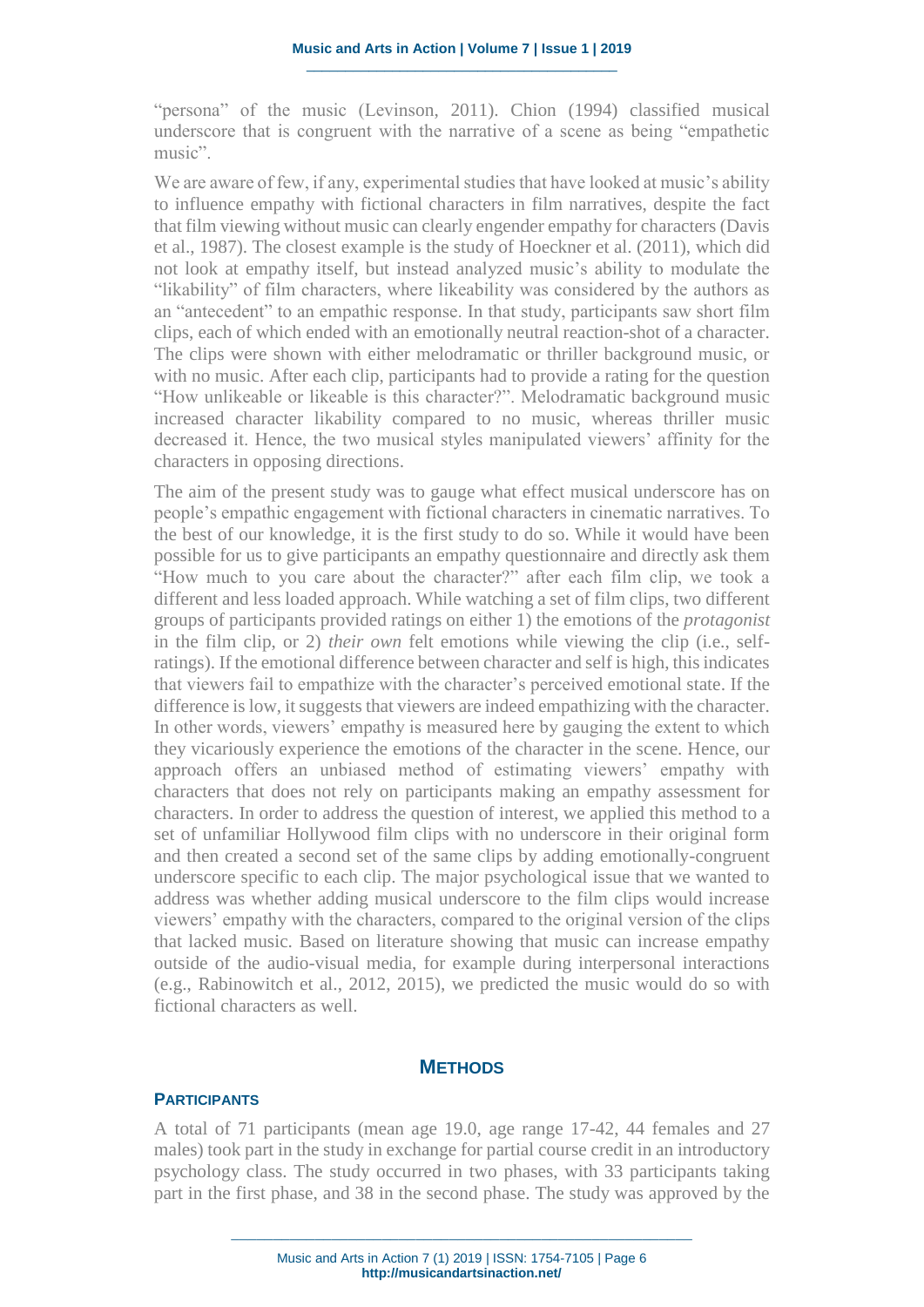"persona" of the music (Levinson, 2011). Chion (1994) classified musical underscore that is congruent with the narrative of a scene as being "empathetic music".

We are aware of few, if any, experimental studies that have looked at music's ability to influence empathy with fictional characters in film narratives, despite the fact that film viewing without music can clearly engender empathy for characters (Davis et al., 1987). The closest example is the study of Hoeckner et al. (2011), which did not look at empathy itself, but instead analyzed music's ability to modulate the "likability" of film characters, where likeability was considered by the authors as an "antecedent" to an empathic response. In that study, participants saw short film clips, each of which ended with an emotionally neutral reaction-shot of a character. The clips were shown with either melodramatic or thriller background music, or with no music. After each clip, participants had to provide a rating for the question "How unlikeable or likeable is this character?". Melodramatic background music increased character likability compared to no music, whereas thriller music decreased it. Hence, the two musical styles manipulated viewers' affinity for the characters in opposing directions.

The aim of the present study was to gauge what effect musical underscore has on people's empathic engagement with fictional characters in cinematic narratives. To the best of our knowledge, it is the first study to do so. While it would have been possible for us to give participants an empathy questionnaire and directly ask them "How much to you care about the character?" after each film clip, we took a different and less loaded approach. While watching a set of film clips, two different groups of participants provided ratings on either 1) the emotions of the *protagonist* in the film clip, or 2) *their own* felt emotions while viewing the clip (i.e., self-ratings). If the emotional difference between character and self is high, this indicates that viewers fail to empathize with the character's perceived emotional state. If the difference is low, it suggests that viewers are indeed empathizing with the character. In other words, viewers' empathy is measured here by gauging the extent to which they vicariously experience the emotions of the character in the scene. Hence, our approach offers an unbiased method of estimating viewers' empathy with characters that does not rely on participants making an empathy assessment for characters. In order to address the question of interest, we applied this method to a set of unfamiliar Hollywood film clips with no underscore in their original form and then created a second set of the same clips by adding emotionally-congruent underscore specific to each clip. The major psychological issue that we wanted to address was whether adding musical underscore to the film clips would increase viewers' empathy with the characters, compared to the original version of the clips that lacked music. Based on literature showing that music can increase empathy outside of the audio-visual media, for example during interpersonal interactions (e.g., Rabinowitch et al., 2012, 2015), we predicted the music would do so with fictional characters as well.

## METHODS

### PARTICIPANTS

A total of 71 participants (mean age 19.0, age range 17-42, 44 females and 27 males) took part in the study in exchange for partial course credit in an introductory psychology class. The study occurred in two phases, with 33 participants taking part in the first phase, and 38 in the second phase. The study was approved by the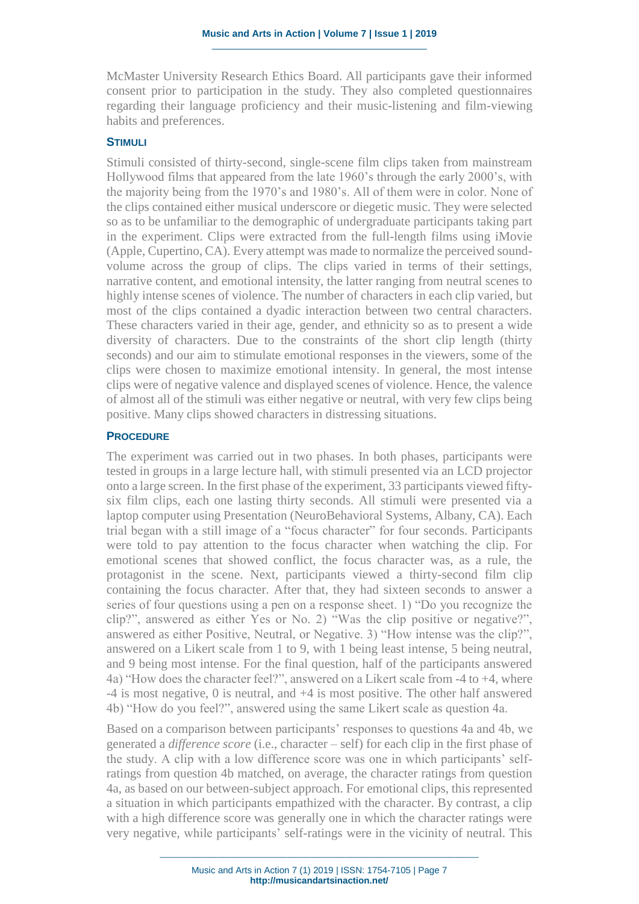McMaster University Research Ethics Board. All participants gave their informed consent prior to participation in the study. They also completed questionnaires regarding their language proficiency and their music-listening and film-viewing habits and preferences.

### STIMULI

Stimuli consisted of thirty-second, single-scene film clips taken from mainstream Hollywood films that appeared from the late 1960's through the early 2000's, with the majority being from the 1970's and 1980's. All of them were in color. None of the clips contained either musical underscore or diegetic music. They were selected so as to be unfamiliar to the demographic of undergraduate participants taking part in the experiment. Clips were extracted from the full-length films using iMovie (Apple, Cupertino, CA). Every attempt was made to normalize the perceived sound-volume across the group of clips. The clips varied in terms of their settings, narrative content, and emotional intensity, the latter ranging from neutral scenes to highly intense scenes of violence. The number of characters in each clip varied, but most of the clips contained a dyadic interaction between two central characters. These characters varied in their age, gender, and ethnicity so as to present a wide diversity of characters. Due to the constraints of the short clip length (thirty seconds) and our aim to stimulate emotional responses in the viewers, some of the clips were chosen to maximize emotional intensity. In general, the most intense clips were of negative valence and displayed scenes of violence. Hence, the valence of almost all of the stimuli was either negative or neutral, with very few clips being positive. Many clips showed characters in distressing situations.

### PROCEDURE

The experiment was carried out in two phases. In both phases, participants were tested in groups in a large lecture hall, with stimuli presented via an LCD projector onto a large screen. In the first phase of the experiment, 33 participants viewed fifty-six film clips, each one lasting thirty seconds. All stimuli were presented via a laptop computer using Presentation (NeuroBehavioral Systems, Albany, CA). Each trial began with a still image of a "focus character" for four seconds. Participants were told to pay attention to the focus character when watching the clip. For emotional scenes that showed conflict, the focus character was, as a rule, the protagonist in the scene. Next, participants viewed a thirty-second film clip containing the focus character. After that, they had sixteen seconds to answer a series of four questions using a pen on a response sheet. 1) "Do you recognize the clip?", answered as either Yes or No. 2) "Was the clip positive or negative?", answered as either Positive, Neutral, or Negative. 3) "How intense was the clip?", answered on a Likert scale from 1 to 9, with 1 being least intense, 5 being neutral, and 9 being most intense. For the final question, half of the participants answered 4a) "How does the character feel?", answered on a Likert scale from -4 to +4, where -4 is most negative, 0 is neutral, and +4 is most positive. The other half answered 4b) "How do you feel?", answered using the same Likert scale as question 4a.

Based on a comparison between participants' responses to questions 4a and 4b, we generated a *difference score* (i.e., character – self) for each clip in the first phase of the study. A clip with a low difference score was one in which participants' self-ratings from question 4b matched, on average, the character ratings from question 4a, as based on our between-subject approach. For emotional clips, this represented a situation in which participants empathized with the character. By contrast, a clip with a high difference score was generally one in which the character ratings were very negative, while participants' self-ratings were in the vicinity of neutral. This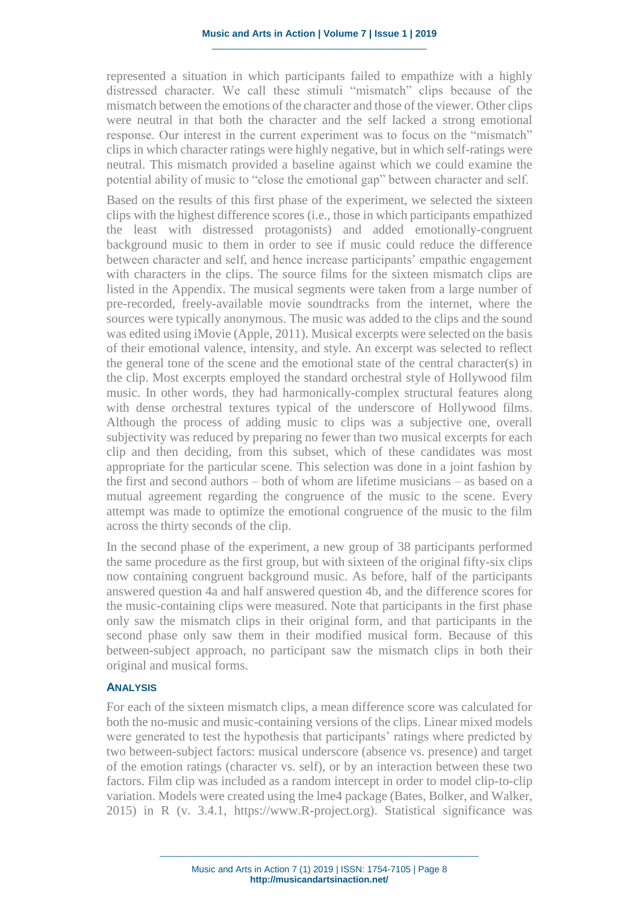represented a situation in which participants failed to empathize with a highly distressed character. We call these stimuli "mismatch" clips because of the mismatch between the emotions of the character and those of the viewer. Other clips were neutral in that both the character and the self lacked a strong emotional response. Our interest in the current experiment was to focus on the "mismatch" clips in which character ratings were highly negative, but in which self-ratings were neutral. This mismatch provided a baseline against which we could examine the potential ability of music to "close the emotional gap" between character and self.

Based on the results of this first phase of the experiment, we selected the sixteen clips with the highest difference scores (i.e., those in which participants empathized the least with distressed protagonists) and added emotionally-congruent background music to them in order to see if music could reduce the difference between character and self, and hence increase participants' empathic engagement with characters in the clips. The source films for the sixteen mismatch clips are listed in the Appendix. The musical segments were taken from a large number of pre-recorded, freely-available movie soundtracks from the internet, where the sources were typically anonymous. The music was added to the clips and the sound was edited using iMovie (Apple, 2011). Musical excerpts were selected on the basis of their emotional valence, intensity, and style. An excerpt was selected to reflect the general tone of the scene and the emotional state of the central character(s) in the clip. Most excerpts employed the standard orchestral style of Hollywood film music. In other words, they had harmonically-complex structural features along with dense orchestral textures typical of the underscore of Hollywood films. Although the process of adding music to clips was a subjective one, overall subjectivity was reduced by preparing no fewer than two musical excerpts for each clip and then deciding, from this subset, which of these candidates was most appropriate for the particular scene. This selection was done in a joint fashion by the first and second authors – both of whom are lifetime musicians – as based on a mutual agreement regarding the congruence of the music to the scene. Every attempt was made to optimize the emotional congruence of the music to the film across the thirty seconds of the clip.

In the second phase of the experiment, a new group of 38 participants performed the same procedure as the first group, but with sixteen of the original fifty-six clips now containing congruent background music. As before, half of the participants answered question 4a and half answered question 4b, and the difference scores for the music-containing clips were measured. Note that participants in the first phase only saw the mismatch clips in their original form, and that participants in the second phase only saw them in their modified musical form. Because of this between-subject approach, no participant saw the mismatch clips in both their original and musical forms.

## ANALYSIS

For each of the sixteen mismatch clips, a mean difference score was calculated for both the no-music and music-containing versions of the clips. Linear mixed models were generated to test the hypothesis that participants' ratings where predicted by two between-subject factors: musical underscore (absence vs. presence) and target of the emotion ratings (character vs. self), or by an interaction between these two factors. Film clip was included as a random intercept in order to model clip-to-clip variation. Models were created using the lme4 package (Bates, Bolker, and Walker, 2015) in R (v. 3.4.1, https://www.R-project.org). Statistical significance was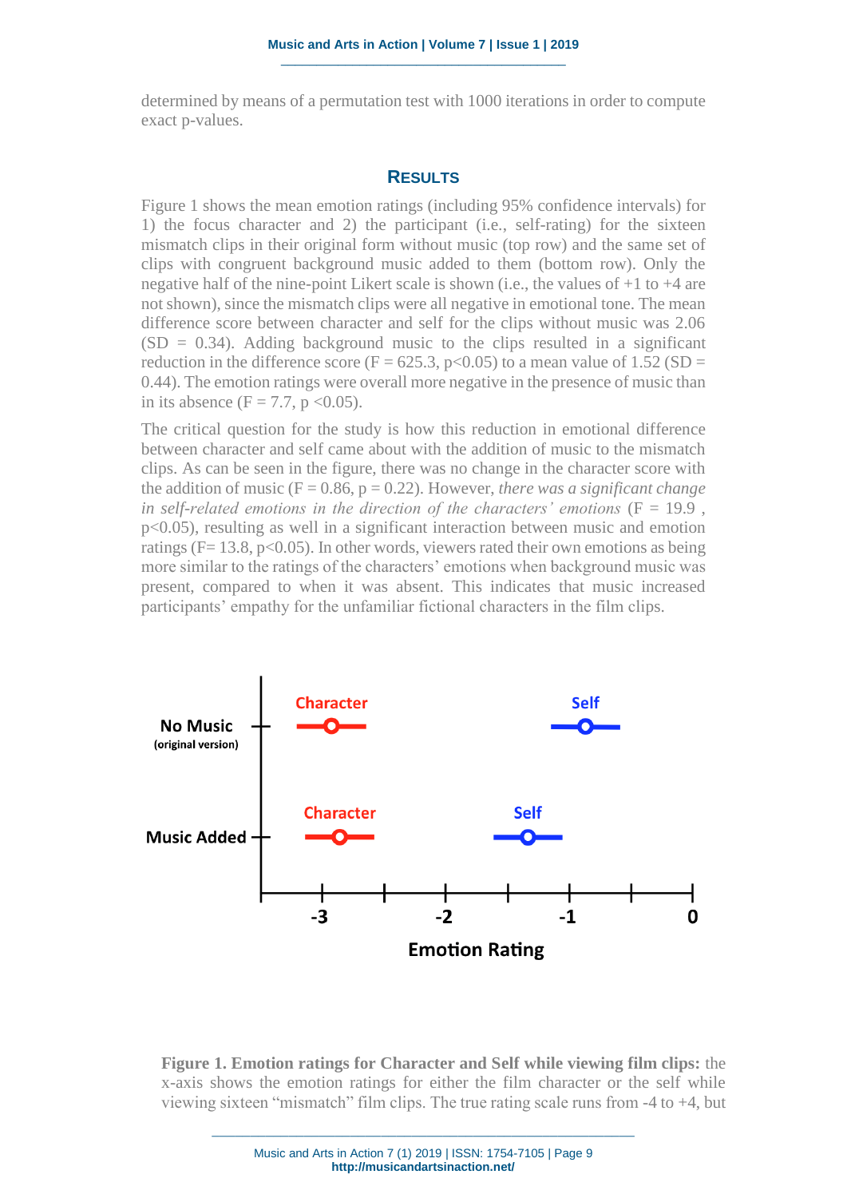determined by means of a permutation test with 1000 iterations in order to compute exact p-values.

## RESULTS

Figure 1 shows the mean emotion ratings (including 95% confidence intervals) for 1) the focus character and 2) the participant (i.e., self-rating) for the sixteen mismatch clips in their original form without music (top row) and the same set of clips with congruent background music added to them (bottom row). Only the negative half of the nine-point Likert scale is shown (i.e., the values of +1 to +4 are not shown), since the mismatch clips were all negative in emotional tone. The mean difference score between character and self for the clips without music was 2.06 (SD = 0.34). Adding background music to the clips resulted in a significant reduction in the difference score ($F = 625.3$, $p<0.05$) to a mean value of 1.52 (SD = 0.44). The emotion ratings were overall more negative in the presence of music than in its absence ($F = 7.7$, $p <0.05$).

The critical question for the study is how this reduction in emotional difference between character and self came about with the addition of music to the mismatch clips. As can be seen in the figure, there was no change in the character score with the addition of music ($F = 0.86$, $p = 0.22$). However, *there was a significant change in self-related emotions in the direction of the characters' emotions* ($F = 19.9$, $p<0.05$), resulting as well in a significant interaction between music and emotion ratings ($F= 13.8$, $p<0.05$). In other words, viewers rated their own emotions as being more similar to the ratings of the characters' emotions when background music was present, compared to when it was absent. This indicates that music increased participants' empathy for the unfamiliar fictional characters in the film clips.

**Figure 1. Emotion ratings for Character and Self while viewing film clips:** the x-axis shows the emotion ratings for either the film character or the self while viewing sixteen "mismatch" film clips. The true rating scale runs from -4 to +4, but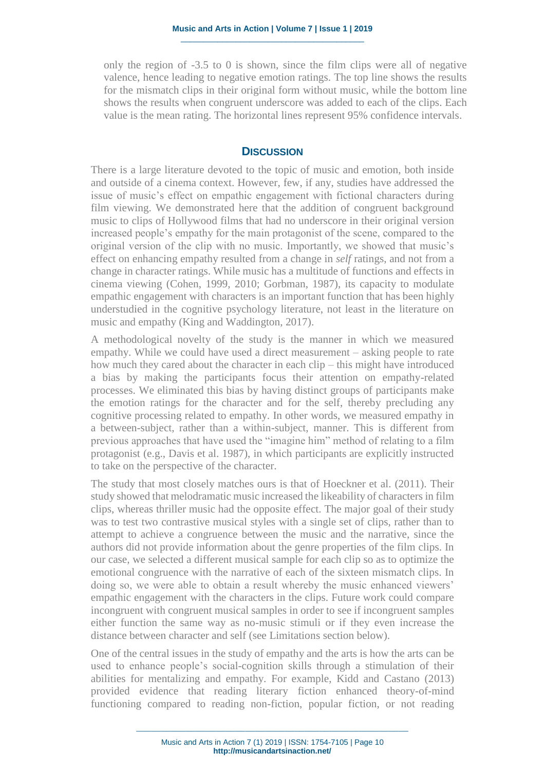only the region of -3.5 to 0 is shown, since the film clips were all of negative valence, hence leading to negative emotion ratings. The top line shows the results for the mismatch clips in their original form without music, while the bottom line shows the results when congruent underscore was added to each of the clips. Each value is the mean rating. The horizontal lines represent 95% confidence intervals.

## Discussion

There is a large literature devoted to the topic of music and emotion, both inside and outside of a cinema context. However, few, if any, studies have addressed the issue of music's effect on empathic engagement with fictional characters during film viewing. We demonstrated here that the addition of congruent background music to clips of Hollywood films that had no underscore in their original version increased people's empathy for the main protagonist of the scene, compared to the original version of the clip with no music. Importantly, we showed that music's effect on enhancing empathy resulted from a change in *self* ratings, and not from a change in character ratings. While music has a multitude of functions and effects in cinema viewing (Cohen, 1999, 2010; Gorbman, 1987), its capacity to modulate empathic engagement with characters is an important function that has been highly understudied in the cognitive psychology literature, not least in the literature on music and empathy (King and Waddington, 2017).

A methodological novelty of the study is the manner in which we measured empathy. While we could have used a direct measurement – asking people to rate how much they cared about the character in each clip – this might have introduced a bias by making the participants focus their attention on empathy-related processes. We eliminated this bias by having distinct groups of participants make the emotion ratings for the character and for the self, thereby precluding any cognitive processing related to empathy. In other words, we measured empathy in a between-subject, rather than a within-subject, manner. This is different from previous approaches that have used the "imagine him" method of relating to a film protagonist (e.g., Davis et al. 1987), in which participants are explicitly instructed to take on the perspective of the character.

The study that most closely matches ours is that of Hoeckner et al. (2011). Their study showed that melodramatic music increased the likeability of characters in film clips, whereas thriller music had the opposite effect. The major goal of their study was to test two contrastive musical styles with a single set of clips, rather than to attempt to achieve a congruence between the music and the narrative, since the authors did not provide information about the genre properties of the film clips. In our case, we selected a different musical sample for each clip so as to optimize the emotional congruence with the narrative of each of the sixteen mismatch clips. In doing so, we were able to obtain a result whereby the music enhanced viewers' empathic engagement with the characters in the clips. Future work could compare incongruent with congruent musical samples in order to see if incongruent samples either function the same way as no-music stimuli or if they even increase the distance between character and self (see Limitations section below).

One of the central issues in the study of empathy and the arts is how the arts can be used to enhance people's social-cognition skills through a stimulation of their abilities for mentalizing and empathy. For example, Kidd and Castano (2013) provided evidence that reading literary fiction enhanced theory-of-mind functioning compared to reading non-fiction, popular fiction, or not reading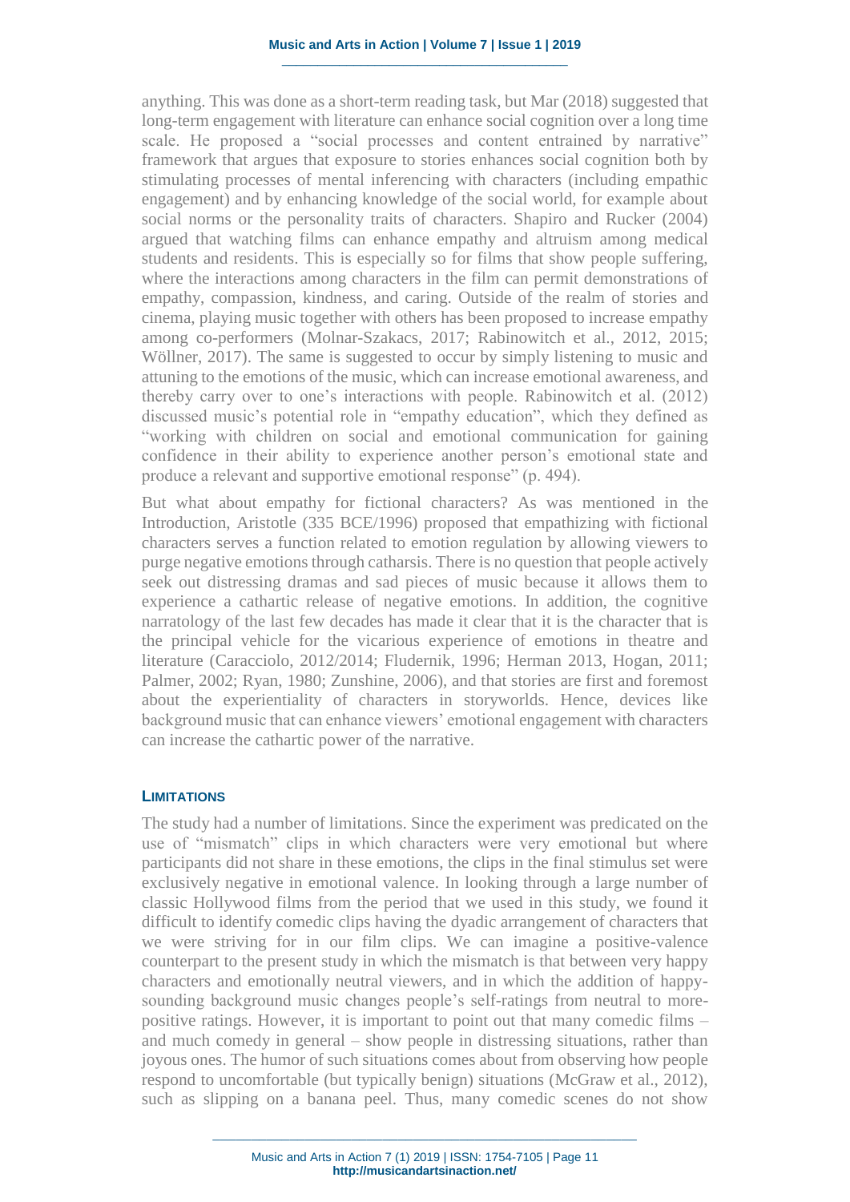anything. This was done as a short-term reading task, but Mar (2018) suggested that long-term engagement with literature can enhance social cognition over a long time scale. He proposed a "social processes and content entrained by narrative" framework that argues that exposure to stories enhances social cognition both by stimulating processes of mental inferencing with characters (including empathic engagement) and by enhancing knowledge of the social world, for example about social norms or the personality traits of characters. Shapiro and Rucker (2004) argued that watching films can enhance empathy and altruism among medical students and residents. This is especially so for films that show people suffering, where the interactions among characters in the film can permit demonstrations of empathy, compassion, kindness, and caring. Outside of the realm of stories and cinema, playing music together with others has been proposed to increase empathy among co-performers (Molnar-Szakacs, 2017; Rabinowitch et al., 2012, 2015; Wöllner, 2017). The same is suggested to occur by simply listening to music and attuning to the emotions of the music, which can increase emotional awareness, and thereby carry over to one's interactions with people. Rabinowitch et al. (2012) discussed music's potential role in "empathy education", which they defined as "working with children on social and emotional communication for gaining confidence in their ability to experience another person's emotional state and produce a relevant and supportive emotional response" (p. 494).

But what about empathy for fictional characters? As was mentioned in the Introduction, Aristotle (335 BCE/1996) proposed that empathizing with fictional characters serves a function related to emotion regulation by allowing viewers to purge negative emotions through catharsis. There is no question that people actively seek out distressing dramas and sad pieces of music because it allows them to experience a cathartic release of negative emotions. In addition, the cognitive narratology of the last few decades has made it clear that it is the character that is the principal vehicle for the vicarious experience of emotions in theatre and literature (Caracciolo, 2012/2014; Fludernik, 1996; Herman 2013, Hogan, 2011; Palmer, 2002; Ryan, 1980; Zunshine, 2006), and that stories are first and foremost about the experientiality of characters in storyworlds. Hence, devices like background music that can enhance viewers' emotional engagement with characters can increase the cathartic power of the narrative.

## LIMITATIONS

The study had a number of limitations. Since the experiment was predicated on the use of "mismatch" clips in which characters were very emotional but where participants did not share in these emotions, the clips in the final stimulus set were exclusively negative in emotional valence. In looking through a large number of classic Hollywood films from the period that we used in this study, we found it difficult to identify comedic clips having the dyadic arrangement of characters that we were striving for in our film clips. We can imagine a positive-valence counterpart to the present study in which the mismatch is that between very happy characters and emotionally neutral viewers, and in which the addition of happy-sounding background music changes people's self-ratings from neutral to more-positive ratings. However, it is important to point out that many comedic films – and much comedy in general – show people in distressing situations, rather than joyous ones. The humor of such situations comes about from observing how people respond to uncomfortable (but typically benign) situations (McGraw et al., 2012), such as slipping on a banana peel. Thus, many comedic scenes do not show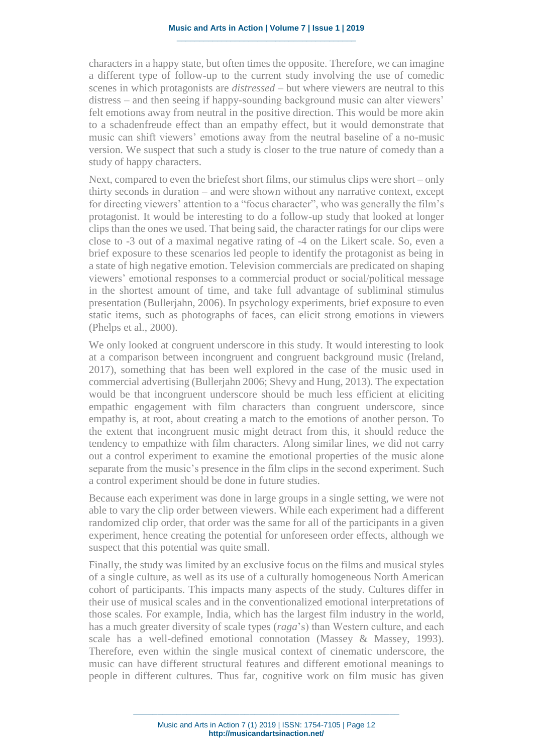characters in a happy state, but often times the opposite. Therefore, we can imagine a different type of follow-up to the current study involving the use of comedic scenes in which protagonists are *distressed* – but where viewers are neutral to this distress – and then seeing if happy-sounding background music can alter viewers' felt emotions away from neutral in the positive direction. This would be more akin to a schadenfreude effect than an empathy effect, but it would demonstrate that music can shift viewers' emotions away from the neutral baseline of a no-music version. We suspect that such a study is closer to the true nature of comedy than a study of happy characters.

Next, compared to even the briefest short films, our stimulus clips were short – only thirty seconds in duration – and were shown without any narrative context, except for directing viewers' attention to a "focus character", who was generally the film's protagonist. It would be interesting to do a follow-up study that looked at longer clips than the ones we used. That being said, the character ratings for our clips were close to -3 out of a maximal negative rating of -4 on the Likert scale. So, even a brief exposure to these scenarios led people to identify the protagonist as being in a state of high negative emotion. Television commercials are predicated on shaping viewers' emotional responses to a commercial product or social/political message in the shortest amount of time, and take full advantage of subliminal stimulus presentation (Bullerjahn, 2006). In psychology experiments, brief exposure to even static items, such as photographs of faces, can elicit strong emotions in viewers (Phelps et al., 2000).

We only looked at congruent underscore in this study. It would interesting to look at a comparison between incongruent and congruent background music (Ireland, 2017), something that has been well explored in the case of the music used in commercial advertising (Bullerjahn 2006; Shevy and Hung, 2013). The expectation would be that incongruent underscore should be much less efficient at eliciting empathic engagement with film characters than congruent underscore, since empathy is, at root, about creating a match to the emotions of another person. To the extent that incongruent music might detract from this, it should reduce the tendency to empathize with film characters. Along similar lines, we did not carry out a control experiment to examine the emotional properties of the music alone separate from the music's presence in the film clips in the second experiment. Such a control experiment should be done in future studies.

Because each experiment was done in large groups in a single setting, we were not able to vary the clip order between viewers. While each experiment had a different randomized clip order, that order was the same for all of the participants in a given experiment, hence creating the potential for unforeseen order effects, although we suspect that this potential was quite small.

Finally, the study was limited by an exclusive focus on the films and musical styles of a single culture, as well as its use of a culturally homogeneous North American cohort of participants. This impacts many aspects of the study. Cultures differ in their use of musical scales and in the conventionalized emotional interpretations of those scales. For example, India, which has the largest film industry in the world, has a much greater diversity of scale types (*raga*'s) than Western culture, and each scale has a well-defined emotional connotation (Massey & Massey, 1993). Therefore, even within the single musical context of cinematic underscore, the music can have different structural features and different emotional meanings to people in different cultures. Thus far, cognitive work on film music has given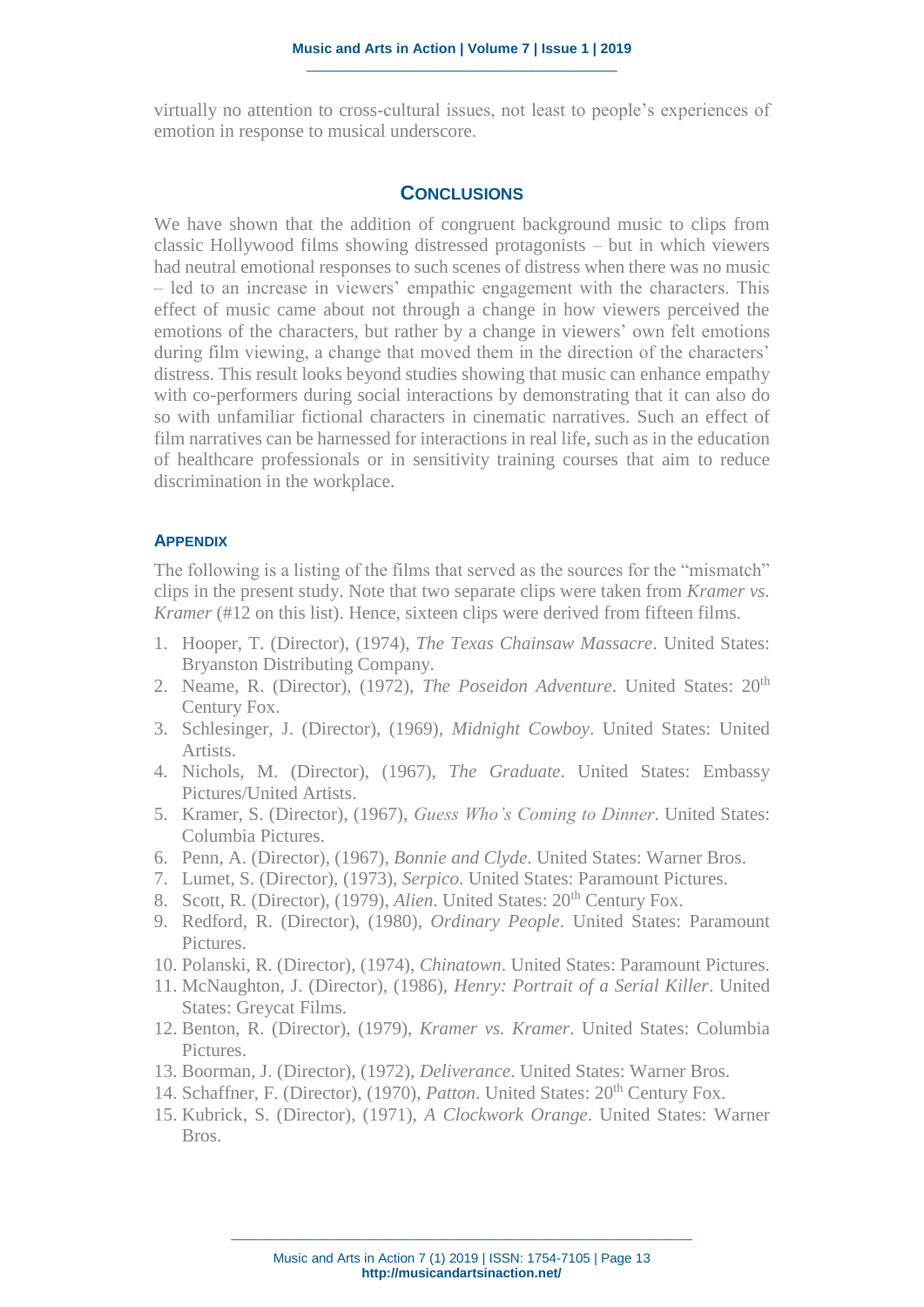virtually no attention to cross-cultural issues, not least to people's experiences of emotion in response to musical underscore.

## CONCLUSIONS

We have shown that the addition of congruent background music to clips from classic Hollywood films showing distressed protagonists – but in which viewers had neutral emotional responses to such scenes of distress when there was no music – led to an increase in viewers' empathic engagement with the characters. This effect of music came about not through a change in how viewers perceived the emotions of the characters, but rather by a change in viewers' own felt emotions during film viewing, a change that moved them in the direction of the characters' distress. This result looks beyond studies showing that music can enhance empathy with co-performers during social interactions by demonstrating that it can also do so with unfamiliar fictional characters in cinematic narratives. Such an effect of film narratives can be harnessed for interactions in real life, such as in the education of healthcare professionals or in sensitivity training courses that aim to reduce discrimination in the workplace.

### APPENDIX

The following is a listing of the films that served as the sources for the "mismatch" clips in the present study. Note that two separate clips were taken from *Kramer vs. Kramer* (#12 on this list). Hence, sixteen clips were derived from fifteen films.

1. Hooper, T. (Director), (1974), *The Texas Chainsaw Massacre*. United States: Bryanston Distributing Company.
2. Neame, R. (Director), (1972), *The Poseidon Adventure*. United States: 20th Century Fox.
3. Schlesinger, J. (Director), (1969), *Midnight Cowboy*. United States: United Artists.
4. Nichols, M. (Director), (1967), *The Graduate*. United States: Embassy Pictures/United Artists.
5. Kramer, S. (Director), (1967), *Guess Who's Coming to Dinner*. United States: Columbia Pictures.
6. Penn, A. (Director), (1967), *Bonnie and Clyde*. United States: Warner Bros.
7. Lumet, S. (Director), (1973), *Serpico*. United States: Paramount Pictures.
8. Scott, R. (Director), (1979), *Alien*. United States: 20th Century Fox.
9. Redford, R. (Director), (1980), *Ordinary People*. United States: Paramount Pictures.
10. Polanski, R. (Director), (1974), *Chinatown*. United States: Paramount Pictures.
11. McNaughton, J. (Director), (1986), *Henry: Portrait of a Serial Killer*. United States: Greycat Films.
12. Benton, R. (Director), (1979), *Kramer vs. Kramer*. United States: Columbia Pictures.
13. Boorman, J. (Director), (1972), *Deliverance*. United States: Warner Bros.
14. Schaffner, F. (Director), (1970), *Patton*. United States: 20th Century Fox.
15. Kubrick, S. (Director), (1971), *A Clockwork Orange*. United States: Warner Bros.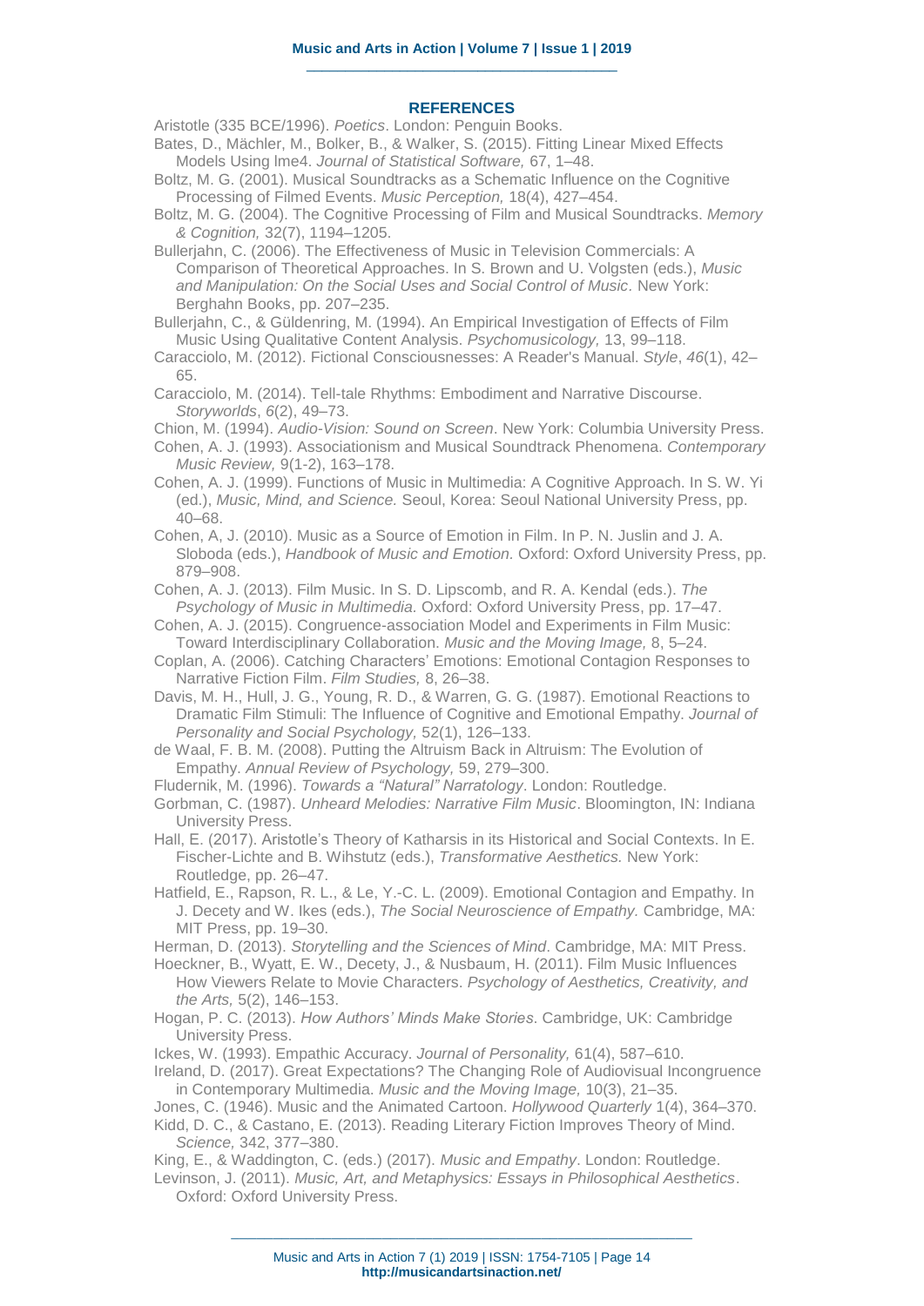## REFERENCES

Aristotle (335 BCE/1996). *Poetics*. London: Penguin Books.

Bates, D., Mächler, M., Bolker, B., & Walker, S. (2015). Fitting Linear Mixed Effects Models Using lme4. *Journal of Statistical Software,* 67, 1–48.

Boltz, M. G. (2001). Musical Soundtracks as a Schematic Influence on the Cognitive Processing of Filmed Events. *Music Perception,* 18(4), 427–454.

Boltz, M. G. (2004). The Cognitive Processing of Film and Musical Soundtracks. *Memory & Cognition,* 32(7), 1194–1205.

Bullerjahn, C. (2006). The Effectiveness of Music in Television Commercials: A Comparison of Theoretical Approaches. In S. Brown and U. Volgsten (eds.), *Music and Manipulation: On the Social Uses and Social Control of Music*. New York: Berghahn Books, pp. 207–235.

Bullerjahn, C., & Güldenring, M. (1994). An Empirical Investigation of Effects of Film Music Using Qualitative Content Analysis. *Psychomusicology,* 13, 99–118.

Caracciolo, M. (2012). Fictional Consciousnesses: A Reader's Manual. *Style*, *46*(1), 42–65.

Caracciolo, M. (2014). Tell-tale Rhythms: Embodiment and Narrative Discourse. *Storyworlds*, *6*(2), 49–73.

Chion, M. (1994). *Audio-Vision: Sound on Screen*. New York: Columbia University Press.

Cohen, A. J. (1993). Associationism and Musical Soundtrack Phenomena. *Contemporary Music Review,* 9(1-2), 163–178.

Cohen, A. J. (1999). Functions of Music in Multimedia: A Cognitive Approach. In S. W. Yi (ed.), *Music, Mind, and Science.* Seoul, Korea: Seoul National University Press, pp. 40–68.

Cohen, A, J. (2010). Music as a Source of Emotion in Film. In P. N. Juslin and J. A. Sloboda (eds.), *Handbook of Music and Emotion.* Oxford: Oxford University Press, pp. 879–908.

Cohen, A. J. (2013). Film Music. In S. D. Lipscomb, and R. A. Kendal (eds.). *The Psychology of Music in Multimedia.* Oxford: Oxford University Press, pp. 17–47.

Cohen, A. J. (2015). Congruence-association Model and Experiments in Film Music: Toward Interdisciplinary Collaboration. *Music and the Moving Image,* 8, 5–24.

Coplan, A. (2006). Catching Characters' Emotions: Emotional Contagion Responses to Narrative Fiction Film. *Film Studies,* 8, 26–38.

Davis, M. H., Hull, J. G., Young, R. D., & Warren, G. G. (1987). Emotional Reactions to Dramatic Film Stimuli: The Influence of Cognitive and Emotional Empathy. *Journal of Personality and Social Psychology,* 52(1), 126–133.

de Waal, F. B. M. (2008). Putting the Altruism Back in Altruism: The Evolution of Empathy. *Annual Review of Psychology,* 59, 279–300.

Fludernik, M. (1996). *Towards a "Natural" Narratology*. London: Routledge.

Gorbman, C. (1987). *Unheard Melodies: Narrative Film Music*. Bloomington, IN: Indiana University Press.

Hall, E. (2017). Aristotle's Theory of Katharsis in its Historical and Social Contexts. In E. Fischer-Lichte and B. Wihstutz (eds.), *Transformative Aesthetics.* New York: Routledge, pp. 26–47.

Hatfield, E., Rapson, R. L., & Le, Y.-C. L. (2009). Emotional Contagion and Empathy. In J. Decety and W. Ikes (eds.), *The Social Neuroscience of Empathy.* Cambridge, MA: MIT Press, pp. 19–30.

Herman, D. (2013). *Storytelling and the Sciences of Mind*. Cambridge, MA: MIT Press.

Hoeckner, B., Wyatt, E. W., Decety, J., & Nusbaum, H. (2011). Film Music Influences How Viewers Relate to Movie Characters. *Psychology of Aesthetics, Creativity, and the Arts,* 5(2), 146–153.

Hogan, P. C. (2013). *How Authors' Minds Make Stories*. Cambridge, UK: Cambridge University Press.

Ickes, W. (1993). Empathic Accuracy. *Journal of Personality,* 61(4), 587–610.

Ireland, D. (2017). Great Expectations? The Changing Role of Audiovisual Incongruence in Contemporary Multimedia. *Music and the Moving Image,* 10(3), 21–35.

Jones, C. (1946). Music and the Animated Cartoon. *Hollywood Quarterly* 1(4), 364–370.

Kidd, D. C., & Castano, E. (2013). Reading Literary Fiction Improves Theory of Mind. *Science,* 342, 377–380.

King, E., & Waddington, C. (eds.) (2017). *Music and Empathy*. London: Routledge.

Levinson, J. (2011). *Music, Art, and Metaphysics: Essays in Philosophical Aesthetics*. Oxford: Oxford University Press.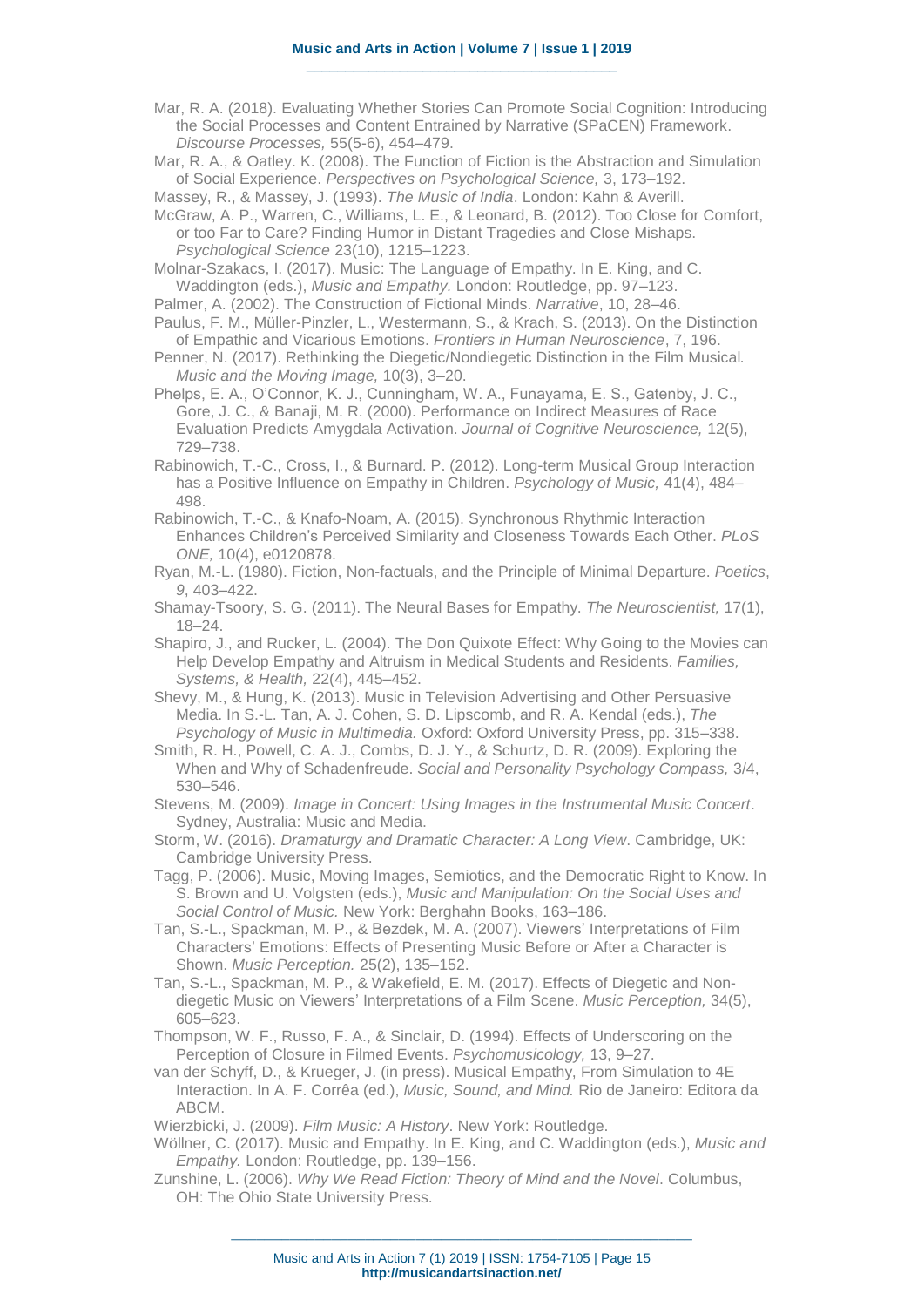Mar, R. A. (2018). Evaluating Whether Stories Can Promote Social Cognition: Introducing the Social Processes and Content Entrained by Narrative (SPaCEN) Framework. *Discourse Processes,* 55(5-6), 454–479.

Mar, R. A., & Oatley. K. (2008). The Function of Fiction is the Abstraction and Simulation of Social Experience. *Perspectives on Psychological Science,* 3, 173–192.

Massey, R., & Massey, J. (1993). *The Music of India*. London: Kahn & Averill.

McGraw, A. P., Warren, C., Williams, L. E., & Leonard, B. (2012). Too Close for Comfort, or too Far to Care? Finding Humor in Distant Tragedies and Close Mishaps. *Psychological Science* 23(10), 1215–1223.

Molnar-Szakacs, I. (2017). Music: The Language of Empathy. In E. King, and C. Waddington (eds.), *Music and Empathy.* London: Routledge, pp. 97–123.

Palmer, A. (2002). The Construction of Fictional Minds. *Narrative*, 10, 28–46.

Paulus, F. M., Müller-Pinzler, L., Westermann, S., & Krach, S. (2013). On the Distinction of Empathic and Vicarious Emotions. *Frontiers in Human Neuroscience*, 7, 196.

Penner, N. (2017). Rethinking the Diegetic/Nondiegetic Distinction in the Film Musical*. Music and the Moving Image,* 10(3), 3–20.

Phelps, E. A., O'Connor, K. J., Cunningham, W. A., Funayama, E. S., Gatenby, J. C., Gore, J. C., & Banaji, M. R. (2000). Performance on Indirect Measures of Race Evaluation Predicts Amygdala Activation. *Journal of Cognitive Neuroscience,* 12(5), 729–738.

Rabinowich, T.-C., Cross, I., & Burnard. P. (2012). Long-term Musical Group Interaction has a Positive Influence on Empathy in Children. *Psychology of Music,* 41(4), 484–498.

Rabinowich, T.-C., & Knafo-Noam, A. (2015). Synchronous Rhythmic Interaction Enhances Children's Perceived Similarity and Closeness Towards Each Other. *PLoS ONE,* 10(4), e0120878.

Ryan, M.-L. (1980). Fiction, Non-factuals, and the Principle of Minimal Departure. *Poetics*, *9*, 403–422.

Shamay-Tsoory, S. G. (2011). The Neural Bases for Empathy. *The Neuroscientist,* 17(1), 18–24.

Shapiro, J., and Rucker, L. (2004). The Don Quixote Effect: Why Going to the Movies can Help Develop Empathy and Altruism in Medical Students and Residents. *Families, Systems, & Health,* 22(4), 445–452.

Shevy, M., & Hung, K. (2013). Music in Television Advertising and Other Persuasive Media. In S.-L. Tan, A. J. Cohen, S. D. Lipscomb, and R. A. Kendal (eds.), *The Psychology of Music in Multimedia.* Oxford: Oxford University Press, pp. 315–338.

Smith, R. H., Powell, C. A. J., Combs, D. J. Y., & Schurtz, D. R. (2009). Exploring the When and Why of Schadenfreude. *Social and Personality Psychology Compass,* 3/4, 530–546.

Stevens, M. (2009). *Image in Concert: Using Images in the Instrumental Music Concert*. Sydney, Australia: Music and Media.

Storm, W. (2016). *Dramaturgy and Dramatic Character: A Long View*. Cambridge, UK: Cambridge University Press.

Tagg, P. (2006). Music, Moving Images, Semiotics, and the Democratic Right to Know. In S. Brown and U. Volgsten (eds.), *Music and Manipulation: On the Social Uses and Social Control of Music.* New York: Berghahn Books, 163–186.

Tan, S.-L., Spackman, M. P., & Bezdek, M. A. (2007). Viewers' Interpretations of Film Characters' Emotions: Effects of Presenting Music Before or After a Character is Shown. *Music Perception.* 25(2), 135–152.

Tan, S.-L., Spackman, M. P., & Wakefield, E. M. (2017). Effects of Diegetic and Non-diegetic Music on Viewers' Interpretations of a Film Scene. *Music Perception,* 34(5), 605–623.

Thompson, W. F., Russo, F. A., & Sinclair, D. (1994). Effects of Underscoring on the Perception of Closure in Filmed Events. *Psychomusicology,* 13, 9–27.

van der Schyff, D., & Krueger, J. (in press). Musical Empathy, From Simulation to 4E Interaction. In A. F. Corrêa (ed.), *Music, Sound, and Mind.* Rio de Janeiro: Editora da ABCM.

Wierzbicki, J. (2009). *Film Music: A History*. New York: Routledge.

Wöllner, C. (2017). Music and Empathy. In E. King, and C. Waddington (eds.), *Music and Empathy.* London: Routledge, pp. 139–156.

Zunshine, L. (2006). *Why We Read Fiction: Theory of Mind and the Novel*. Columbus, OH: The Ohio State University Press.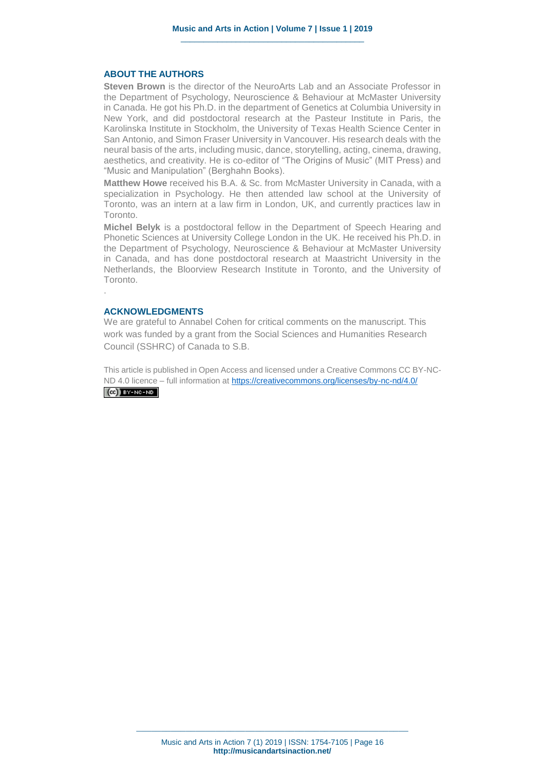## ABOUT THE AUTHORS

**Steven Brown** is the director of the NeuroArts Lab and an Associate Professor in the Department of Psychology, Neuroscience & Behaviour at McMaster University in Canada. He got his Ph.D. in the department of Genetics at Columbia University in New York, and did postdoctoral research at the Pasteur Institute in Paris, the Karolinska Institute in Stockholm, the University of Texas Health Science Center in San Antonio, and Simon Fraser University in Vancouver. His research deals with the neural basis of the arts, including music, dance, storytelling, acting, cinema, drawing, aesthetics, and creativity. He is co-editor of "The Origins of Music" (MIT Press) and "Music and Manipulation" (Berghahn Books).

**Matthew Howe** received his B.A. & Sc. from McMaster University in Canada, with a specialization in Psychology. He then attended law school at the University of Toronto, was an intern at a law firm in London, UK, and currently practices law in Toronto.

**Michel Belyk** is a postdoctoral fellow in the Department of Speech Hearing and Phonetic Sciences at University College London in the UK. He received his Ph.D. in the Department of Psychology, Neuroscience & Behaviour at McMaster University in Canada, and has done postdoctoral research at Maastricht University in the Netherlands, the Bloorview Research Institute in Toronto, and the University of Toronto.

.

## ACKNOWLEDGMENTS

We are grateful to Annabel Cohen for critical comments on the manuscript. This work was funded by a grant from the Social Sciences and Humanities Research Council (SSHRC) of Canada to S.B.

This article is published in Open Access and licensed under a Creative Commons CC BY-NC-ND 4.0 licence – full information at https://creativecommons.org/licenses/by-nc-nd/4.0/